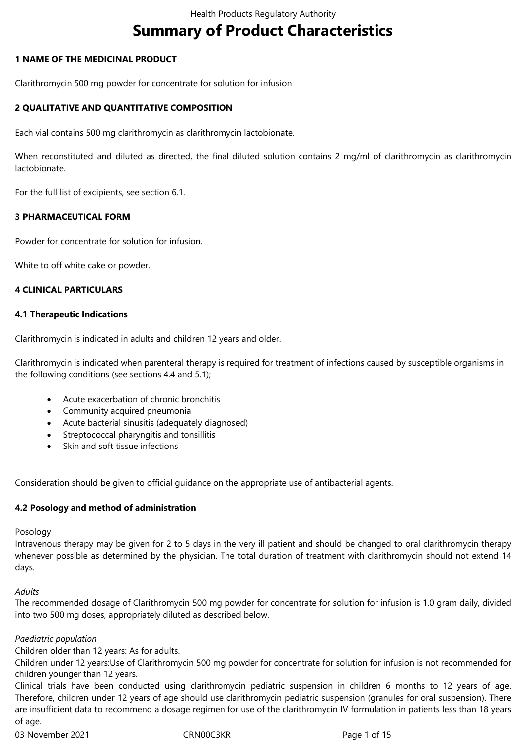# Summary of Product Characteristics

## 1 NAME OF THE MEDICINAL PRODUCT

Clarithromycin 500 mg powder for concentrate for solution for infusion

## 2 QUALITATIVE AND QUANTITATIVE COMPOSITION

Each vial contains 500 mg clarithromycin as clarithromycin lactobionate.

When reconstituted and diluted as directed, the final diluted solution contains 2 mg/ml of clarithromycin as clarithromycin lactobionate.

For the full list of excipients, see section 6.1.

## 3 PHARMACEUTICAL FORM

Powder for concentrate for solution for infusion.

White to off white cake or powder.

## 4 CLINICAL PARTICULARS

### 4.1 Therapeutic Indications

Clarithromycin is indicated in adults and children 12 years and older.

Clarithromycin is indicated when parenteral therapy is required for treatment of infections caused by susceptible organisms in the following conditions (see sections 4.4 and 5.1);

- Acute exacerbation of chronic bronchitis
- Community acquired pneumonia
- Acute bacterial sinusitis (adequately diagnosed)
- Streptococcal pharyngitis and tonsillitis
- Skin and soft tissue infections

Consideration should be given to official guidance on the appropriate use of antibacterial agents.

### 4.2 Posology and method of administration

Posology

Intravenous therapy may be given for 2 to 5 days in the very ill patient and should be changed to oral clarithromycin therapy whenever possible as determined by the physician. The total duration of treatment with clarithromycin should not extend 14 days.

*Adults*

The recommended dosage of Clarithromycin 500 mg powder for concentrate for solution for infusion is 1.0 gram daily, divided into two 500 mg doses, appropriately diluted as described below.

*Paediatric population*

Children older than 12 years: As for adults.

Children under 12 years:Use of Clarithromycin 500 mg powder for concentrate for solution for infusion is not recommended for children younger than 12 years.

Clinical trials have been conducted using clarithromycin pediatric suspension in children 6 months to 12 years of age. Therefore, children under 12 years of age should use clarithromycin pediatric suspension (granules for oral suspension). There are insufficient data to recommend a dosage regimen for use of the clarithromycin IV formulation in patients less than 18 years of age.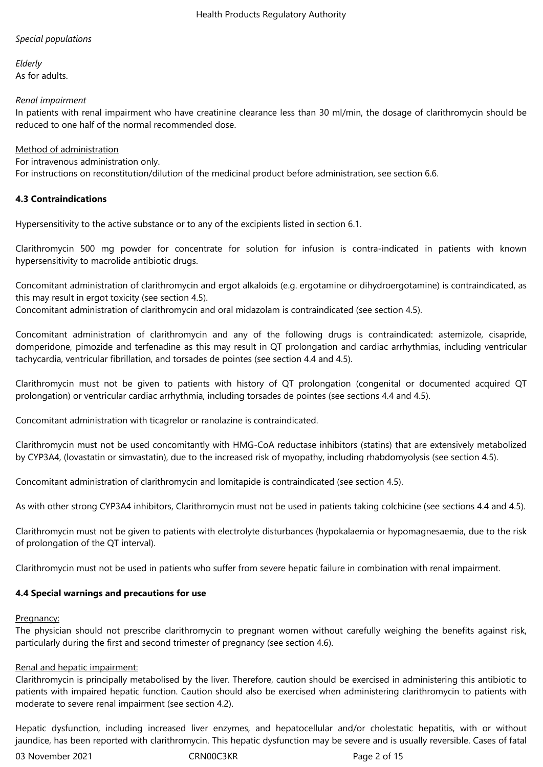*Special populations*

*Elderly*
As for adults.

*Renal impairment*
In patients with renal impairment who have creatinine clearance less than 30 ml/min, the dosage of clarithromycin should be reduced to one half of the normal recommended dose.

Method of administration
For intravenous administration only.
For instructions on reconstitution/dilution of the medicinal product before administration, see section 6.6.

**4.3 Contraindications**

Hypersensitivity to the active substance or to any of the excipients listed in section 6.1.

Clarithromycin 500 mg powder for concentrate for solution for infusion is contra-indicated in patients with known hypersensitivity to macrolide antibiotic drugs.

Concomitant administration of clarithromycin and ergot alkaloids (e.g. ergotamine or dihydroergotamine) is contraindicated, as this may result in ergot toxicity (see section 4.5).
Concomitant administration of clarithromycin and oral midazolam is contraindicated (see section 4.5).

Concomitant administration of clarithromycin and any of the following drugs is contraindicated: astemizole, cisapride, domperidone, pimozide and terfenadine as this may result in QT prolongation and cardiac arrhythmias, including ventricular tachycardia, ventricular fibrillation, and torsades de pointes (see section 4.4 and 4.5).

Clarithromycin must not be given to patients with history of QT prolongation (congenital or documented acquired QT prolongation) or ventricular cardiac arrhythmia, including torsades de pointes (see sections 4.4 and 4.5).

Concomitant administration with ticagrelor or ranolazine is contraindicated.

Clarithromycin must not be used concomitantly with HMG-CoA reductase inhibitors (statins) that are extensively metabolized by CYP3A4, (lovastatin or simvastatin), due to the increased risk of myopathy, including rhabdomyolysis (see section 4.5).

Concomitant administration of clarithromycin and lomitapide is contraindicated (see section 4.5).

As with other strong CYP3A4 inhibitors, Clarithromycin must not be used in patients taking colchicine (see sections 4.4 and 4.5).

Clarithromycin must not be given to patients with electrolyte disturbances (hypokalaemia or hypomagnesaemia, due to the risk of prolongation of the QT interval).

Clarithromycin must not be used in patients who suffer from severe hepatic failure in combination with renal impairment.

**4.4 Special warnings and precautions for use**

Pregnancy:
The physician should not prescribe clarithromycin to pregnant women without carefully weighing the benefits against risk, particularly during the first and second trimester of pregnancy (see section 4.6).

Renal and hepatic impairment:
Clarithromycin is principally metabolised by the liver. Therefore, caution should be exercised in administering this antibiotic to patients with impaired hepatic function. Caution should also be exercised when administering clarithromycin to patients with moderate to severe renal impairment (see section 4.2).

Hepatic dysfunction, including increased liver enzymes, and hepatocellular and/or cholestatic hepatitis, with or without jaundice, has been reported with clarithromycin. This hepatic dysfunction may be severe and is usually reversible. Cases of fatal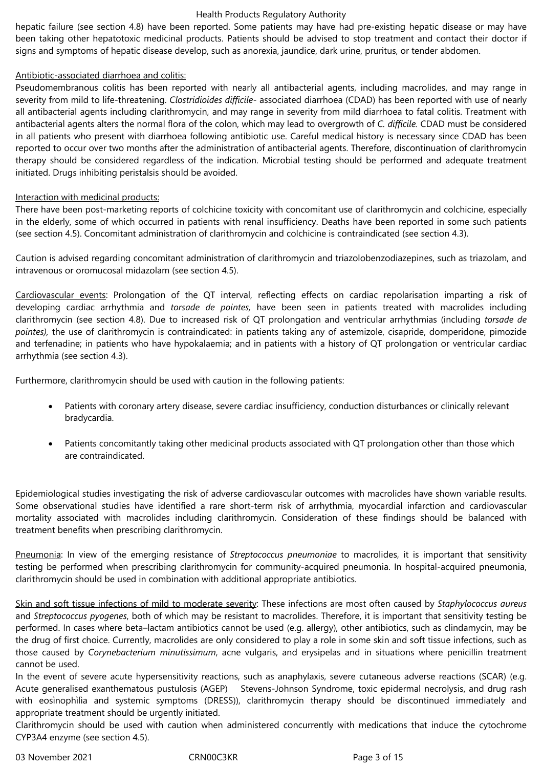hepatic failure (see section 4.8) have been reported. Some patients may have had pre-existing hepatic disease or may have been taking other hepatotoxic medicinal products. Patients should be advised to stop treatment and contact their doctor if signs and symptoms of hepatic disease develop, such as anorexia, jaundice, dark urine, pruritus, or tender abdomen.

<u>Antibiotic-associated diarrhoea and colitis:</u>
Pseudomembranous colitis has been reported with nearly all antibacterial agents, including macrolides, and may range in severity from mild to life-threatening. *Clostridioides difficile*- associated diarrhoea (CDAD) has been reported with use of nearly all antibacterial agents including clarithromycin, and may range in severity from mild diarrhoea to fatal colitis. Treatment with antibacterial agents alters the normal flora of the colon, which may lead to overgrowth of *C. difficile.* CDAD must be considered in all patients who present with diarrhoea following antibiotic use. Careful medical history is necessary since CDAD has been reported to occur over two months after the administration of antibacterial agents. Therefore, discontinuation of clarithromycin therapy should be considered regardless of the indication. Microbial testing should be performed and adequate treatment initiated. Drugs inhibiting peristalsis should be avoided.

<u>Interaction with medicinal products:</u>
There have been post-marketing reports of colchicine toxicity with concomitant use of clarithromycin and colchicine, especially in the elderly, some of which occurred in patients with renal insufficiency. Deaths have been reported in some such patients (see section 4.5). Concomitant administration of clarithromycin and colchicine is contraindicated (see section 4.3).

Caution is advised regarding concomitant administration of clarithromycin and triazolobenzodiazepines, such as triazolam, and intravenous or oromucosal midazolam (see section 4.5).

<u>Cardiovascular events</u>: Prolongation of the QT interval, reflecting effects on cardiac repolarisation imparting a risk of developing cardiac arrhythmia and *torsade de pointes,* have been seen in patients treated with macrolides including clarithromycin (see section 4.8). Due to increased risk of QT prolongation and ventricular arrhythmias (including *torsade de pointes),* the use of clarithromycin is contraindicated: in patients taking any of astemizole, cisapride, domperidone, pimozide and terfenadine; in patients who have hypokalaemia; and in patients with a history of QT prolongation or ventricular cardiac arrhythmia (see section 4.3).

Furthermore, clarithromycin should be used with caution in the following patients:

- Patients with coronary artery disease, severe cardiac insufficiency, conduction disturbances or clinically relevant bradycardia.
- Patients concomitantly taking other medicinal products associated with QT prolongation other than those which are contraindicated.

Epidemiological studies investigating the risk of adverse cardiovascular outcomes with macrolides have shown variable results. Some observational studies have identified a rare short-term risk of arrhythmia, myocardial infarction and cardiovascular mortality associated with macrolides including clarithromycin. Consideration of these findings should be balanced with treatment benefits when prescribing clarithromycin.

<u>Pneumonia</u>: In view of the emerging resistance of *Streptococcus pneumoniae* to macrolides, it is important that sensitivity testing be performed when prescribing clarithromycin for community-acquired pneumonia. In hospital-acquired pneumonia, clarithromycin should be used in combination with additional appropriate antibiotics.

<u>Skin and soft tissue infections of mild to moderate severity</u>: These infections are most often caused by *Staphylococcus aureus* and *Streptococcus pyogenes*, both of which may be resistant to macrolides. Therefore, it is important that sensitivity testing be performed. In cases where beta–lactam antibiotics cannot be used (e.g. allergy), other antibiotics, such as clindamycin, may be the drug of first choice. Currently, macrolides are only considered to play a role in some skin and soft tissue infections, such as those caused by *Corynebacterium minutissimum*, acne vulgaris, and erysipelas and in situations where penicillin treatment cannot be used.
In the event of severe acute hypersensitivity reactions, such as anaphylaxis, severe cutaneous adverse reactions (SCAR) (e.g. Acute generalised exanthematous pustulosis (AGEP) Stevens-Johnson Syndrome, toxic epidermal necrolysis, and drug rash with eosìnophìlìa and systemic symptoms (DRESS)), clarithromycin therapy should be discontinued immediately and appropriate treatment should be urgently initiated.
Clarithromycin should be used with caution when administered concurrently with medications that induce the cytochrome CYP3A4 enzyme (see section 4.5).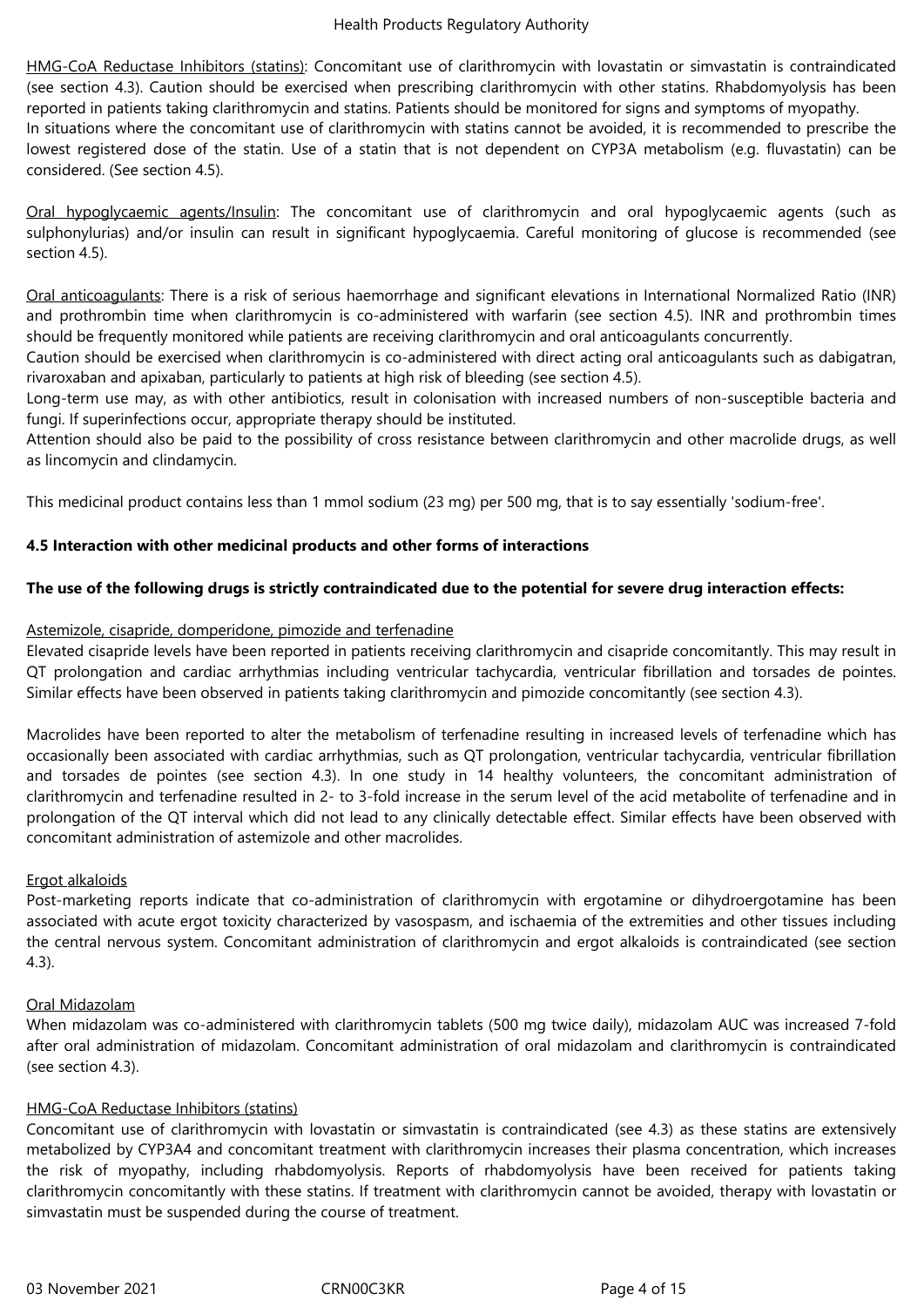HMG-CoA Reductase Inhibitors (statins): Concomitant use of clarithromycin with lovastatin or simvastatin is contraindicated (see section 4.3). Caution should be exercised when prescribing clarithromycin with other statins. Rhabdomyolysis has been reported in patients taking clarithromycin and statins. Patients should be monitored for signs and symptoms of myopathy.
In situations where the concomitant use of clarithromycin with statins cannot be avoided, it is recommended to prescribe the lowest registered dose of the statin. Use of a statin that is not dependent on CYP3A metabolism (e.g. fluvastatin) can be considered. (See section 4.5).

Oral hypoglycaemic agents/Insulin: The concomitant use of clarithromycin and oral hypoglycaemic agents (such as sulphonylurias) and/or insulin can result in significant hypoglycaemia. Careful monitoring of glucose is recommended (see section 4.5).

Oral anticoagulants: There is a risk of serious haemorrhage and significant elevations in International Normalized Ratio (INR) and prothrombin time when clarithromycin is co-administered with warfarin (see section 4.5). INR and prothrombin times should be frequently monitored while patients are receiving clarithromycin and oral anticoagulants concurrently.
Caution should be exercised when clarithromycin is co-administered with direct acting oral anticoagulants such as dabigatran, rivaroxaban and apixaban, particularly to patients at high risk of bleeding (see section 4.5).
Long-term use may, as with other antibiotics, result in colonisation with increased numbers of non-susceptible bacteria and fungi. If superinfections occur, appropriate therapy should be instituted.
Attention should also be paid to the possibility of cross resistance between clarithromycin and other macrolide drugs, as well as lincomycin and clindamycin.

This medicinal product contains less than 1 mmol sodium (23 mg) per 500 mg, that is to say essentially 'sodium-free'.

**4.5 Interaction with other medicinal products and other forms of interactions**

**The use of the following drugs is strictly contraindicated due to the potential for severe drug interaction effects:**

Astemizole, cisapride, domperidone, pimozide and terfenadine
Elevated cisapride levels have been reported in patients receiving clarithromycin and cisapride concomitantly. This may result in QT prolongation and cardiac arrhythmias including ventricular tachycardia, ventricular fibrillation and torsades de pointes. Similar effects have been observed in patients taking clarithromycin and pimozide concomitantly (see section 4.3).

Macrolides have been reported to alter the metabolism of terfenadine resulting in increased levels of terfenadine which has occasionally been associated with cardiac arrhythmias, such as QT prolongation, ventricular tachycardia, ventricular fibrillation and torsades de pointes (see section 4.3). In one study in 14 healthy volunteers, the concomitant administration of clarithromycin and terfenadine resulted in 2- to 3-fold increase in the serum level of the acid metabolite of terfenadine and in prolongation of the QT interval which did not lead to any clinically detectable effect. Similar effects have been observed with concomitant administration of astemizole and other macrolides.

Ergot alkaloids
Post-marketing reports indicate that co-administration of clarithromycin with ergotamine or dihydroergotamine has been associated with acute ergot toxicity characterized by vasospasm, and ischaemia of the extremities and other tissues including the central nervous system. Concomitant administration of clarithromycin and ergot alkaloids is contraindicated (see section 4.3).

Oral Midazolam
When midazolam was co-administered with clarithromycin tablets (500 mg twice daily), midazolam AUC was increased 7-fold after oral administration of midazolam. Concomitant administration of oral midazolam and clarithromycin is contraindicated (see section 4.3).

HMG-CoA Reductase Inhibitors (statins)
Concomitant use of clarithromycin with lovastatin or simvastatin is contraindicated (see 4.3) as these statins are extensively metabolized by CYP3A4 and concomitant treatment with clarithromycin increases their plasma concentration, which increases the risk of myopathy, including rhabdomyolysis. Reports of rhabdomyolysis have been received for patients taking clarithromycin concomitantly with these statins. If treatment with clarithromycin cannot be avoided, therapy with lovastatin or simvastatin must be suspended during the course of treatment.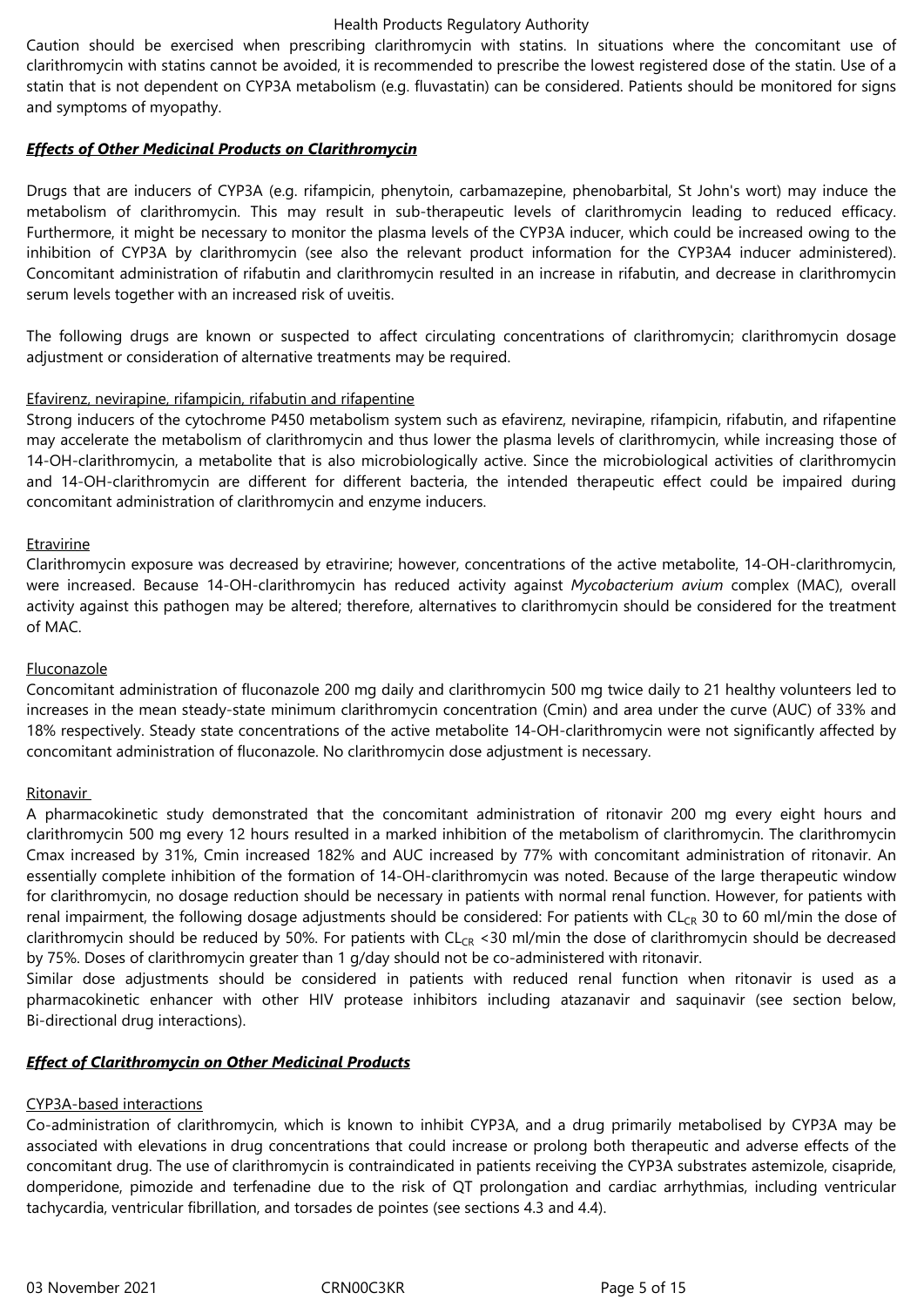Caution should be exercised when prescribing clarithromycin with statins. In situations where the concomitant use of clarithromycin with statins cannot be avoided, it is recommended to prescribe the lowest registered dose of the statin. Use of a statin that is not dependent on CYP3A metabolism (e.g. fluvastatin) can be considered. Patients should be monitored for signs and symptoms of myopathy.

***Effects of Other Medicinal Products on Clarithromycin***

Drugs that are inducers of CYP3A (e.g. rifampicin, phenytoin, carbamazepine, phenobarbital, St John's wort) may induce the metabolism of clarithromycin. This may result in sub-therapeutic levels of clarithromycin leading to reduced efficacy. Furthermore, it might be necessary to monitor the plasma levels of the CYP3A inducer, which could be increased owing to the inhibition of CYP3A by clarithromycin (see also the relevant product information for the CYP3A4 inducer administered). Concomitant administration of rifabutin and clarithromycin resulted in an increase in rifabutin, and decrease in clarithromycin serum levels together with an increased risk of uveitis.

The following drugs are known or suspected to affect circulating concentrations of clarithromycin; clarithromycin dosage adjustment or consideration of alternative treatments may be required.

Efavirenz, nevirapine, rifampicin, rifabutin and rifapentine

Strong inducers of the cytochrome P450 metabolism system such as efavirenz, nevirapine, rifampicin, rifabutin, and rifapentine may accelerate the metabolism of clarithromycin and thus lower the plasma levels of clarithromycin, while increasing those of 14-OH-clarithromycin, a metabolite that is also microbiologically active. Since the microbiological activities of clarithromycin and 14-OH-clarithromycin are different for different bacteria, the intended therapeutic effect could be impaired during concomitant administration of clarithromycin and enzyme inducers.

Etravirine

Clarithromycin exposure was decreased by etravirine; however, concentrations of the active metabolite, 14-OH-clarithromycin, were increased. Because 14-OH-clarithromycin has reduced activity against *Mycobacterium avium* complex (MAC), overall activity against this pathogen may be altered; therefore, alternatives to clarithromycin should be considered for the treatment of MAC.

Fluconazole

Concomitant administration of fluconazole 200 mg daily and clarithromycin 500 mg twice daily to 21 healthy volunteers led to increases in the mean steady-state minimum clarithromycin concentration (Cmin) and area under the curve (AUC) of 33% and 18% respectively. Steady state concentrations of the active metabolite 14-OH-clarithromycin were not significantly affected by concomitant administration of fluconazole. No clarithromycin dose adjustment is necessary.

Ritonavir

A pharmacokinetic study demonstrated that the concomitant administration of ritonavir 200 mg every eight hours and clarithromycin 500 mg every 12 hours resulted in a marked inhibition of the metabolism of clarithromycin. The clarithromycin Cmax increased by 31%, Cmin increased 182% and AUC increased by 77% with concomitant administration of ritonavir. An essentially complete inhibition of the formation of 14-OH-clarithromycin was noted. Because of the large therapeutic window for clarithromycin, no dosage reduction should be necessary in patients with normal renal function. However, for patients with renal impairment, the following dosage adjustments should be considered: For patients with $CL_{CR}$ 30 to 60 ml/min the dose of clarithromycin should be reduced by 50%. For patients with $CL_{CR}$ <30 ml/min the dose of clarithromycin should be decreased by 75%. Doses of clarithromycin greater than 1 g/day should not be co-administered with ritonavir.

Similar dose adjustments should be considered in patients with reduced renal function when ritonavir is used as a pharmacokinetic enhancer with other HIV protease inhibitors including atazanavir and saquinavir (see section below, Bi-directional drug interactions).

***Effect of Clarithromycin on Other Medicinal Products***

CYP3A-based interactions

Co-administration of clarithromycin, which is known to inhibit CYP3A, and a drug primarily metabolised by CYP3A may be associated with elevations in drug concentrations that could increase or prolong both therapeutic and adverse effects of the concomitant drug. The use of clarithromycin is contraindicated in patients receiving the CYP3A substrates astemizole, cisapride, domperidone, pimozide and terfenadine due to the risk of QT prolongation and cardiac arrhythmias, including ventricular tachycardia, ventricular fibrillation, and torsades de pointes (see sections 4.3 and 4.4).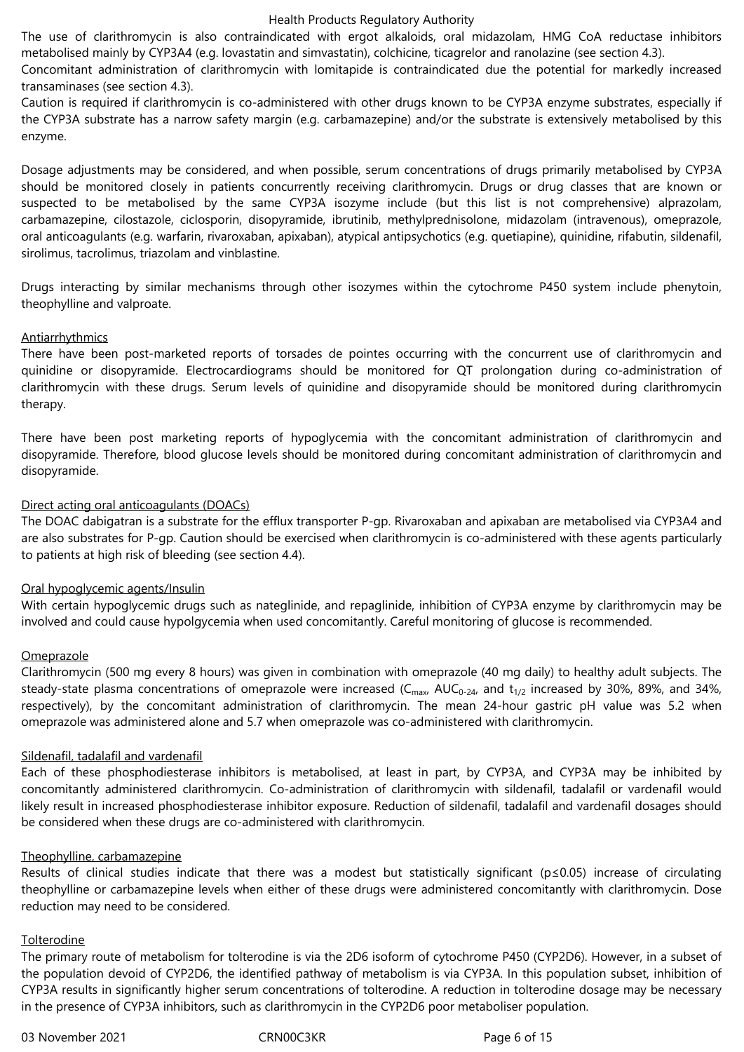The use of clarithromycin is also contraindicated with ergot alkaloids, oral midazolam, HMG CoA reductase inhibitors metabolised mainly by CYP3A4 (e.g. lovastatin and simvastatin), colchicine, ticagrelor and ranolazine (see section 4.3).
Concomitant administration of clarithromycin with lomitapide is contraindicated due the potential for markedly increased transaminases (see section 4.3).
Caution is required if clarithromycin is co-administered with other drugs known to be CYP3A enzyme substrates, especially if the CYP3A substrate has a narrow safety margin (e.g. carbamazepine) and/or the substrate is extensively metabolised by this enzyme.

Dosage adjustments may be considered, and when possible, serum concentrations of drugs primarily metabolised by CYP3A should be monitored closely in patients concurrently receiving clarithromycin. Drugs or drug classes that are known or suspected to be metabolised by the same CYP3A isozyme include (but this list is not comprehensive) alprazolam, carbamazepine, cilostazole, ciclosporin, disopyramide, ibrutinib, methylprednisolone, midazolam (intravenous), omeprazole, oral anticoagulants (e.g. warfarin, rivaroxaban, apixaban), atypical antipsychotics (e.g. quetiapine), quinidine, rifabutin, sildenafil, sirolimus, tacrolimus, triazolam and vinblastine.

Drugs interacting by similar mechanisms through other isozymes within the cytochrome P450 system include phenytoin, theophylline and valproate.

Antiarrhythmics

There have been post-marketed reports of torsades de pointes occurring with the concurrent use of clarithromycin and quinidine or disopyramide. Electrocardiograms should be monitored for QT prolongation during co-administration of clarithromycin with these drugs. Serum levels of quinidine and disopyramide should be monitored during clarithromycin therapy.

There have been post marketing reports of hypoglycemia with the concomitant administration of clarithromycin and disopyramide. Therefore, blood glucose levels should be monitored during concomitant administration of clarithromycin and disopyramide.

Direct acting oral anticoagulants (DOACs)

The DOAC dabigatran is a substrate for the efflux transporter P-gp. Rivaroxaban and apixaban are metabolised via CYP3A4 and are also substrates for P-gp. Caution should be exercised when clarithromycin is co-administered with these agents particularly to patients at high risk of bleeding (see section 4.4).

Oral hypoglycemic agents/Insulin

With certain hypoglycemic drugs such as nateglinide, and repaglinide, inhibition of CYP3A enzyme by clarithromycin may be involved and could cause hypolgycemia when used concomitantly. Careful monitoring of glucose is recommended.

Omeprazole

Clarithromycin (500 mg every 8 hours) was given in combination with omeprazole (40 mg daily) to healthy adult subjects. The steady-state plasma concentrations of omeprazole were increased ($C_{max}$, $AUC_{0-24}$, and $t_{1/2}$ increased by 30%, 89%, and 34%, respectively), by the concomitant administration of clarithromycin. The mean 24-hour gastric pH value was 5.2 when omeprazole was administered alone and 5.7 when omeprazole was co-administered with clarithromycin.

Sildenafil, tadalafil and vardenafil

Each of these phosphodiesterase inhibitors is metabolised, at least in part, by CYP3A, and CYP3A may be inhibited by concomitantly administered clarithromycin. Co-administration of clarithromycin with sildenafil, tadalafil or vardenafil would likely result in increased phosphodiesterase inhibitor exposure. Reduction of sildenafil, tadalafil and vardenafil dosages should be considered when these drugs are co-administered with clarithromycin.

Theophylline, carbamazepine

Results of clinical studies indicate that there was a modest but statistically significant ($p \leq 0.05$) increase of circulating theophylline or carbamazepine levels when either of these drugs were administered concomitantly with clarithromycin. Dose reduction may need to be considered.

Tolterodine

The primary route of metabolism for tolterodine is via the 2D6 isoform of cytochrome P450 (CYP2D6). However, in a subset of the population devoid of CYP2D6, the identified pathway of metabolism is via CYP3A. In this population subset, inhibition of CYP3A results in significantly higher serum concentrations of tolterodine. A reduction in tolterodine dosage may be necessary in the presence of CYP3A inhibitors, such as clarithromycin in the CYP2D6 poor metaboliser population.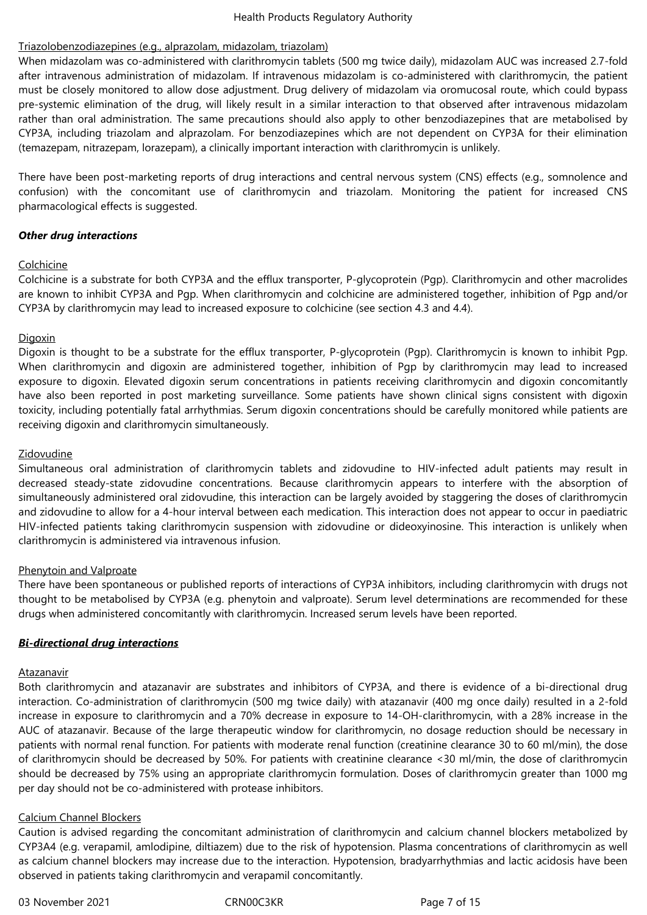Triazolobenzodiazepines (e.g., alprazolam, midazolam, triazolam)

When midazolam was co-administered with clarithromycin tablets (500 mg twice daily), midazolam AUC was increased 2.7-fold after intravenous administration of midazolam. If intravenous midazolam is co-administered with clarithromycin, the patient must be closely monitored to allow dose adjustment. Drug delivery of midazolam via oromucosal route, which could bypass pre-systemic elimination of the drug, will likely result in a similar interaction to that observed after intravenous midazolam rather than oral administration. The same precautions should also apply to other benzodiazepines that are metabolised by CYP3A, including triazolam and alprazolam. For benzodiazepines which are not dependent on CYP3A for their elimination (temazepam, nitrazepam, lorazepam), a clinically important interaction with clarithromycin is unlikely.

There have been post-marketing reports of drug interactions and central nervous system (CNS) effects (e.g., somnolence and confusion) with the concomitant use of clarithromycin and triazolam. Monitoring the patient for increased CNS pharmacological effects is suggested.

***Other drug interactions***

Colchicine

Colchicine is a substrate for both CYP3A and the efflux transporter, P-glycoprotein (Pgp). Clarithromycin and other macrolides are known to inhibit CYP3A and Pgp. When clarithromycin and colchicine are administered together, inhibition of Pgp and/or CYP3A by clarithromycin may lead to increased exposure to colchicine (see section 4.3 and 4.4).

Digoxin

Digoxin is thought to be a substrate for the efflux transporter, P-glycoprotein (Pgp). Clarithromycin is known to inhibit Pgp. When clarithromycin and digoxin are administered together, inhibition of Pgp by clarithromycin may lead to increased exposure to digoxin. Elevated digoxin serum concentrations in patients receiving clarithromycin and digoxin concomitantly have also been reported in post marketing surveillance. Some patients have shown clinical signs consistent with digoxin toxicity, including potentially fatal arrhythmias. Serum digoxin concentrations should be carefully monitored while patients are receiving digoxin and clarithromycin simultaneously.

Zidovudine

Simultaneous oral administration of clarithromycin tablets and zidovudine to HIV-infected adult patients may result in decreased steady-state zidovudine concentrations. Because clarithromycin appears to interfere with the absorption of simultaneously administered oral zidovudine, this interaction can be largely avoided by staggering the doses of clarithromycin and zidovudine to allow for a 4-hour interval between each medication. This interaction does not appear to occur in paediatric HIV-infected patients taking clarithromycin suspension with zidovudine or dideoxyinosine. This interaction is unlikely when clarithromycin is administered via intravenous infusion.

Phenytoin and Valproate

There have been spontaneous or published reports of interactions of CYP3A inhibitors, including clarithromycin with drugs not thought to be metabolised by CYP3A (e.g. phenytoin and valproate). Serum level determinations are recommended for these drugs when administered concomitantly with clarithromycin. Increased serum levels have been reported.

***Bi-directional drug interactions***

Atazanavir

Both clarithromycin and atazanavir are substrates and inhibitors of CYP3A, and there is evidence of a bi-directional drug interaction. Co-administration of clarithromycin (500 mg twice daily) with atazanavir (400 mg once daily) resulted in a 2-fold increase in exposure to clarithromycin and a 70% decrease in exposure to 14-OH-clarithromycin, with a 28% increase in the AUC of atazanavir. Because of the large therapeutic window for clarithromycin, no dosage reduction should be necessary in patients with normal renal function. For patients with moderate renal function (creatinine clearance 30 to 60 ml/min), the dose of clarithromycin should be decreased by 50%. For patients with creatinine clearance <30 ml/min, the dose of clarithromycin should be decreased by 75% using an appropriate clarithromycin formulation. Doses of clarithromycin greater than 1000 mg per day should not be co-administered with protease inhibitors.

Calcium Channel Blockers

Caution is advised regarding the concomitant administration of clarithromycin and calcium channel blockers metabolized by CYP3A4 (e.g. verapamil, amlodipine, diltiazem) due to the risk of hypotension. Plasma concentrations of clarithromycin as well as calcium channel blockers may increase due to the interaction. Hypotension, bradyarrhythmias and lactic acidosis have been observed in patients taking clarithromycin and verapamil concomitantly.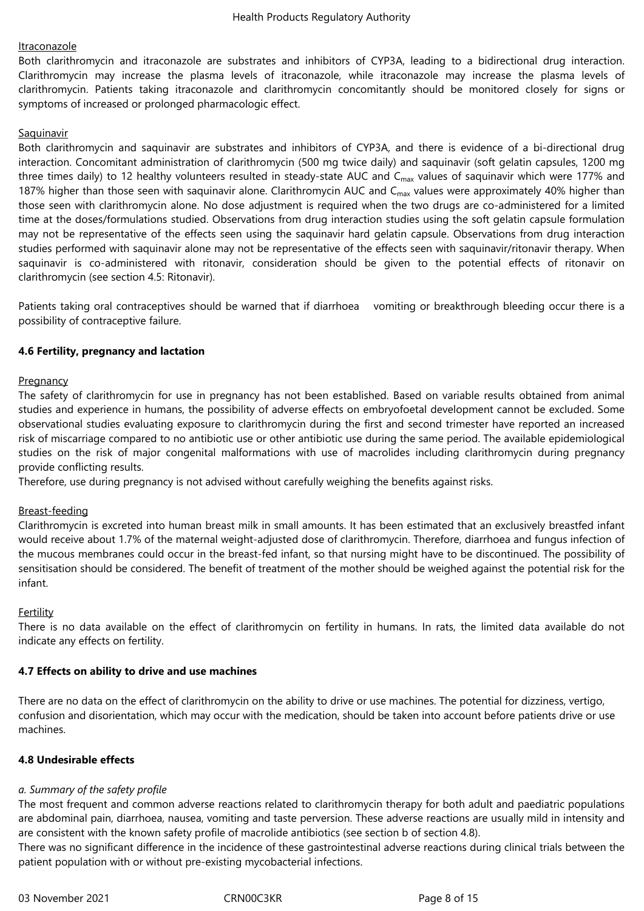Itraconazole

Both clarithromycin and itraconazole are substrates and inhibitors of CYP3A, leading to a bidirectional drug interaction. Clarithromycin may increase the plasma levels of itraconazole, while itraconazole may increase the plasma levels of clarithromycin. Patients taking itraconazole and clarithromycin concomitantly should be monitored closely for signs or symptoms of increased or prolonged pharmacologic effect.

Saquinavir

Both clarithromycin and saquinavir are substrates and inhibitors of CYP3A, and there is evidence of a bi-directional drug interaction. Concomitant administration of clarithromycin (500 mg twice daily) and saquinavir (soft gelatin capsules, 1200 mg three times daily) to 12 healthy volunteers resulted in steady-state AUC and $C_{max}$ values of saquinavir which were 177% and 187% higher than those seen with saquinavir alone. Clarithromycin AUC and $C_{max}$ values were approximately 40% higher than those seen with clarithromycin alone. No dose adjustment is required when the two drugs are co-administered for a limited time at the doses/formulations studied. Observations from drug interaction studies using the soft gelatin capsule formulation may not be representative of the effects seen using the saquinavir hard gelatin capsule. Observations from drug interaction studies performed with saquinavir alone may not be representative of the effects seen with saquinavir/ritonavir therapy. When saquinavir is co-administered with ritonavir, consideration should be given to the potential effects of ritonavir on clarithromycin (see section 4.5: Ritonavir).

Patients taking oral contraceptives should be warned that if diarrhoea vomiting or breakthrough bleeding occur there is a possibility of contraceptive failure.

**4.6 Fertility, pregnancy and lactation**

Pregnancy

The safety of clarithromycin for use in pregnancy has not been established. Based on variable results obtained from animal studies and experience in humans, the possibility of adverse effects on embryofoetal development cannot be excluded. Some observational studies evaluating exposure to clarithromycin during the first and second trimester have reported an increased risk of miscarriage compared to no antibiotic use or other antibiotic use during the same period. The available epidemiological studies on the risk of major congenital malformations with use of macrolides including clarithromycin during pregnancy provide conflicting results.

Therefore, use during pregnancy is not advised without carefully weighing the benefits against risks.

Breast-feeding

Clarithromycin is excreted into human breast milk in small amounts. It has been estimated that an exclusively breastfed infant would receive about 1.7% of the maternal weight-adjusted dose of clarithromycin. Therefore, diarrhoea and fungus infection of the mucous membranes could occur in the breast-fed infant, so that nursing might have to be discontinued. The possibility of sensitisation should be considered. The benefit of treatment of the mother should be weighed against the potential risk for the infant.

Fertility

There is no data available on the effect of clarithromycin on fertility in humans. In rats, the limited data available do not indicate any effects on fertility.

**4.7 Effects on ability to drive and use machines**

There are no data on the effect of clarithromycin on the ability to drive or use machines. The potential for dizziness, vertigo, confusion and disorientation, which may occur with the medication, should be taken into account before patients drive or use machines.

**4.8 Undesirable effects**

*a. Summary of the safety profile*

The most frequent and common adverse reactions related to clarithromycin therapy for both adult and paediatric populations are abdominal pain, diarrhoea, nausea, vomiting and taste perversion. These adverse reactions are usually mild in intensity and are consistent with the known safety profile of macrolide antibiotics (see section b of section 4.8).

There was no significant difference in the incidence of these gastrointestinal adverse reactions during clinical trials between the patient population with or without pre-existing mycobacterial infections.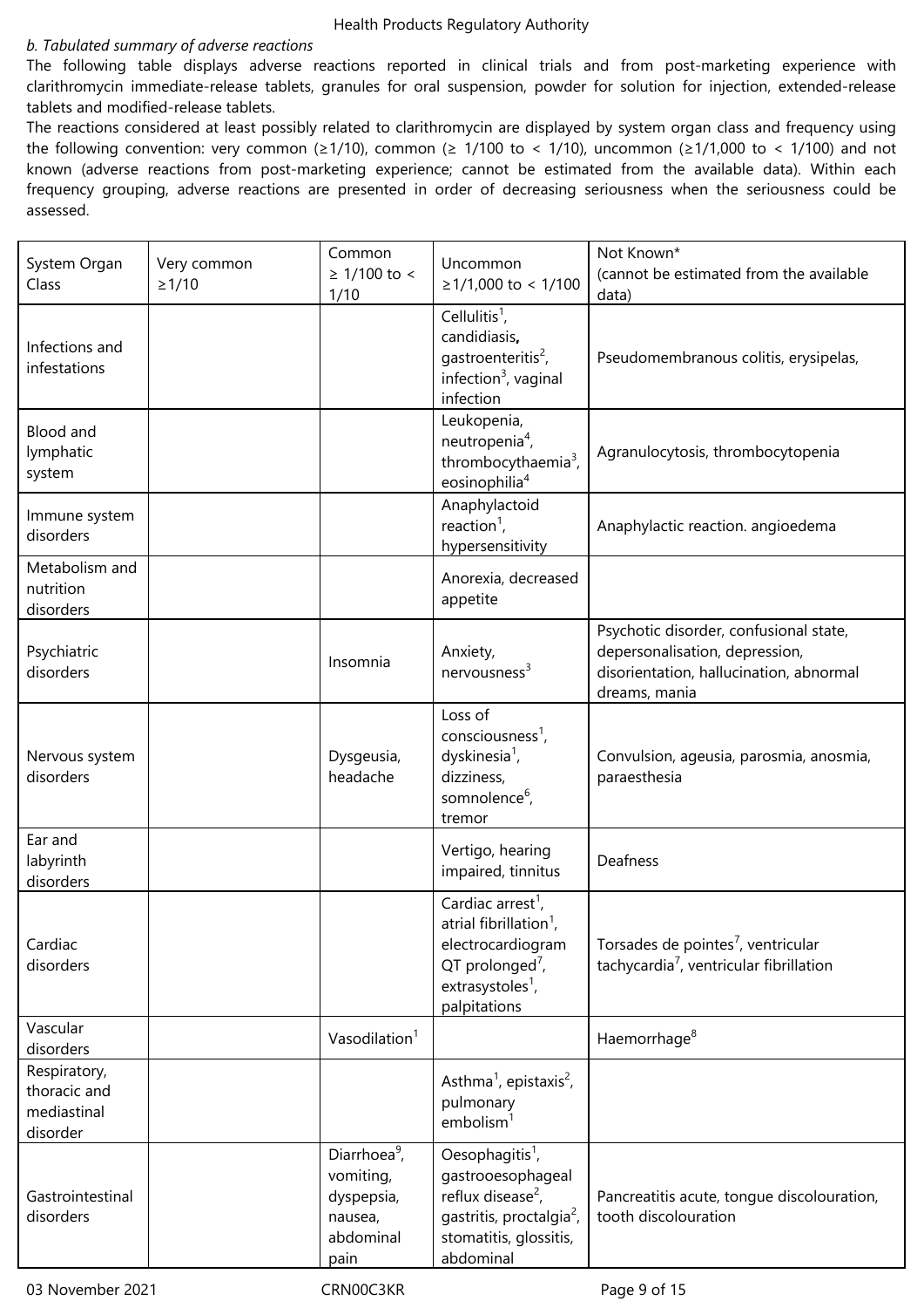*b. Tabulated summary of adverse reactions*

The following table displays adverse reactions reported in clinical trials and from post-marketing experience with clarithromycin immediate-release tablets, granules for oral suspension, powder for solution for injection, extended-release tablets and modified-release tablets.

The reactions considered at least possibly related to clarithromycin are displayed by system organ class and frequency using the following convention: very common (≥1/10), common (≥ 1/100 to < 1/10), uncommon (≥1/1,000 to < 1/100) and not known (adverse reactions from post-marketing experience; cannot be estimated from the available data). Within each frequency grouping, adverse reactions are presented in order of decreasing seriousness when the seriousness could be assessed.

| System Organ Class | Very common ≥1/10 | Common ≥ 1/100 to < 1/10 | Uncommon ≥1/1,000 to < 1/100 | Not Known* (cannot be estimated from the available data) |
|---|---|---|---|---|
| Infections and infestations | | | Cellulitis[1], candidiasis, gastroenteritis[2], infection[3], vaginal infection | Pseudomembranous colitis, erysipelas, |
| Blood and lymphatic system | | | Leukopenia, neutropenia[4], thrombocythaemia[3], eosinophilia[4] | Agranulocytosis, thrombocytopenia |
| Immune system disorders | | | Anaphylactoid reaction[1], hypersensitivity | Anaphylactic reaction. angioedema |
| Metabolism and nutrition disorders | | | Anorexia, decreased appetite | |
| Psychiatric disorders | | Insomnia | Anxiety, nervousness[3] | Psychotic disorder, confusional state, depersonalisation, depression, disorientation, hallucination, abnormal dreams, mania |
| Nervous system disorders | | Dysgeusia, headache | Loss of consciousness[1], dyskinesia[1], dizziness, somnolence[6], tremor | Convulsion, ageusia, parosmia, anosmia, paraesthesia |
| Ear and labyrinth disorders | | | Vertigo, hearing impaired, tinnitus | Deafness |
| Cardiac disorders | | | Cardiac arrest[1], atrial fibrillation[1], electrocardiogram QT prolonged[7], extrasystoles[1], palpitations | Torsades de pointes[7], ventricular tachycardia[7], ventricular fibrillation |
| Vascular disorders | | Vasodilation[1] | | Haemorrhage[8] |
| Respiratory, thoracic and mediastinal disorder | | | Asthma[1], epistaxis[2], pulmonary embolism[1] | |
| Gastrointestinal disorders | | Diarrhoea[9], vomiting, dyspepsia, nausea, abdominal pain | Oesophagitis[1], gastrooesophageal reflux disease[2], gastritis, proctalgia[2], stomatitis, glossitis, abdominal | Pancreatitis acute, tongue discolouration, tooth discolouration |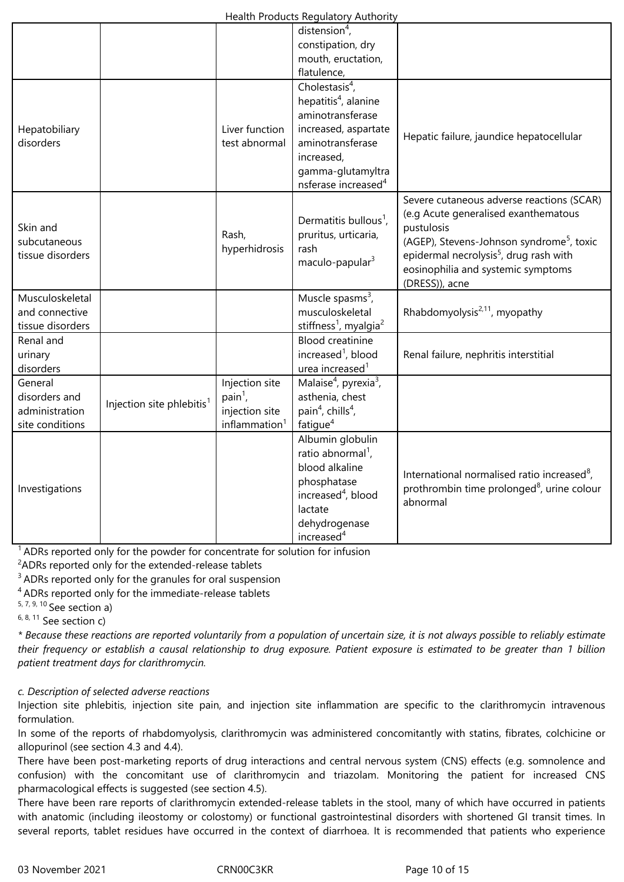| | | | | |
|---|---|---|---|---|
| | | | distension[4], constipation, dry mouth, eructation, flatulence, | |
| Hepatobiliary disorders | | Liver function test abnormal | Cholestasis[4], hepatitis[4], alanine aminotransferase increased, aspartate aminotransferase increased, gamma-glutamyltransferase increased[4] | Hepatic failure, jaundice hepatocellular |
| Skin and subcutaneous tissue disorders | | Rash, hyperhidrosis | Dermatitis bullous[1], pruritus, urticaria, rash maculo-papular[3] | Severe cutaneous adverse reactions (SCAR) (e.g Acute generalised exanthematous pustulosis (AGEP), Stevens-Johnson syndrome[5], toxic epidermal necrolysis[5], drug rash with eosinophilia and systemic symptoms (DRESS)), acne |
| Musculoskeletal and connective tissue disorders | | | Muscle spasms[3], musculoskeletal stiffness[1], myalgia[2] | Rhabdomyolysis[2,11], myopathy |
| Renal and urinary disorders | | | Blood creatinine increased[1], blood urea increased[1] | Renal failure, nephritis interstitial |
| General disorders and administration site conditions | Injection site phlebitis[1] | Injection site pain[1], injection site inflammation[1] | Malaise[4], pyrexia[3], asthenia, chest pain[4], chills[4], fatigue[4] | |
| Investigations | | | Albumin globulin ratio abnormal[1], blood alkaline phosphatase increased[4], blood lactate dehydrogenase increased[4] | International normalised ratio increased[8], prothrombin time prolonged[8], urine colour abnormal |

[1] ADRs reported only for the powder for concentrate for solution for infusion
[2] ADRs reported only for the extended-release tablets
[3] ADRs reported only for the granules for oral suspension
[4] ADRs reported only for the immediate-release tablets
[5, 7, 9, 10] See section a)
[6, 8, 11] See section c)

*\* Because these reactions are reported voluntarily from a population of uncertain size, it is not always possible to reliably estimate their frequency or establish a causal relationship to drug exposure. Patient exposure is estimated to be greater than 1 billion patient treatment days for clarithromycin.*

*c. Description of selected adverse reactions*

Injection site phlebitis, injection site pain, and injection site inflammation are specific to the clarithromycin intravenous formulation.

In some of the reports of rhabdomyolysis, clarithromycin was administered concomitantly with statins, fibrates, colchicine or allopurinol (see section 4.3 and 4.4).

There have been post-marketing reports of drug interactions and central nervous system (CNS) effects (e.g. somnolence and confusion) with the concomitant use of clarithromycin and triazolam. Monitoring the patient for increased CNS pharmacological effects is suggested (see section 4.5).

There have been rare reports of clarithromycin extended-release tablets in the stool, many of which have occurred in patients with anatomic (including ileostomy or colostomy) or functional gastrointestinal disorders with shortened GI transit times. In several reports, tablet residues have occurred in the context of diarrhoea. It is recommended that patients who experience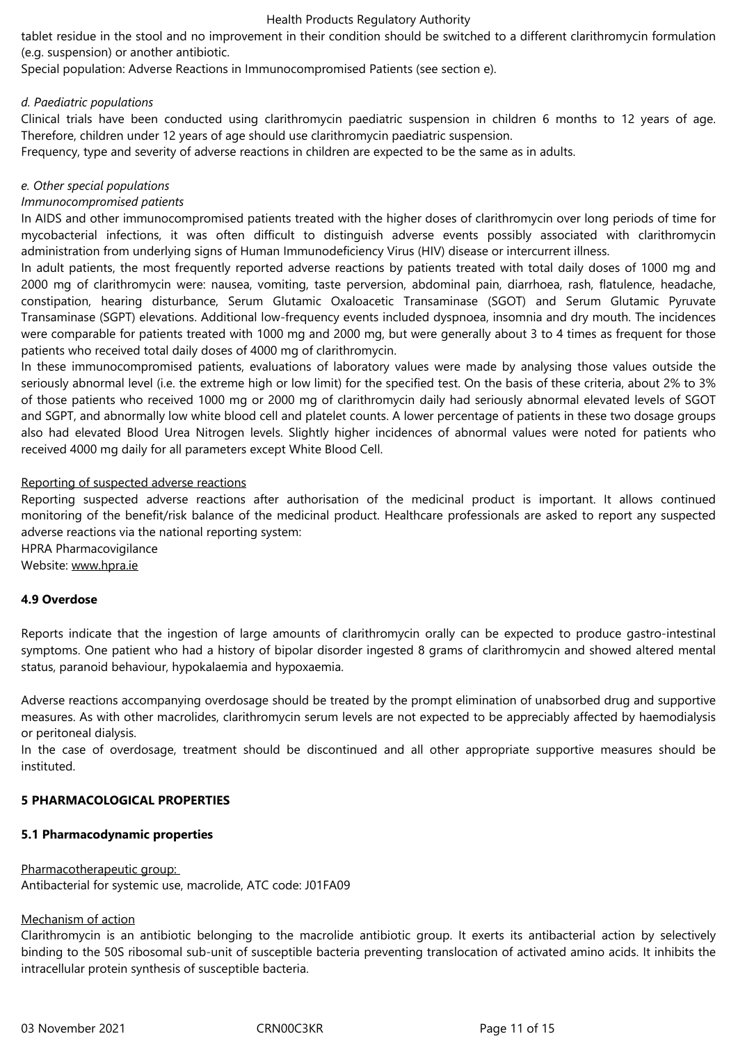tablet residue in the stool and no improvement in their condition should be switched to a different clarithromycin formulation (e.g. suspension) or another antibiotic.

Special population: Adverse Reactions in Immunocompromised Patients (see section e).

*d. Paediatric populations*

Clinical trials have been conducted using clarithromycin paediatric suspension in children 6 months to 12 years of age. Therefore, children under 12 years of age should use clarithromycin paediatric suspension.

Frequency, type and severity of adverse reactions in children are expected to be the same as in adults.

*e. Other special populations*

*Immunocompromised patients*

In AIDS and other immunocompromised patients treated with the higher doses of clarithromycin over long periods of time for mycobacterial infections, it was often difficult to distinguish adverse events possibly associated with clarithromycin administration from underlying signs of Human Immunodeficiency Virus (HIV) disease or intercurrent illness.

In adult patients, the most frequently reported adverse reactions by patients treated with total daily doses of 1000 mg and 2000 mg of clarithromycin were: nausea, vomiting, taste perversion, abdominal pain, diarrhoea, rash, flatulence, headache, constipation, hearing disturbance, Serum Glutamic Oxaloacetic Transaminase (SGOT) and Serum Glutamic Pyruvate Transaminase (SGPT) elevations. Additional low-frequency events included dyspnoea, insomnia and dry mouth. The incidences were comparable for patients treated with 1000 mg and 2000 mg, but were generally about 3 to 4 times as frequent for those patients who received total daily doses of 4000 mg of clarithromycin.

In these immunocompromised patients, evaluations of laboratory values were made by analysing those values outside the seriously abnormal level (i.e. the extreme high or low limit) for the specified test. On the basis of these criteria, about 2% to 3% of those patients who received 1000 mg or 2000 mg of clarithromycin daily had seriously abnormal elevated levels of SGOT and SGPT, and abnormally low white blood cell and platelet counts. A lower percentage of patients in these two dosage groups also had elevated Blood Urea Nitrogen levels. Slightly higher incidences of abnormal values were noted for patients who received 4000 mg daily for all parameters except White Blood Cell.

Reporting of suspected adverse reactions

Reporting suspected adverse reactions after authorisation of the medicinal product is important. It allows continued monitoring of the benefit/risk balance of the medicinal product. Healthcare professionals are asked to report any suspected adverse reactions via the national reporting system:

HPRA Pharmacovigilance

Website: www.hpra.ie

**4.9 Overdose**

Reports indicate that the ingestion of large amounts of clarithromycin orally can be expected to produce gastro-intestinal symptoms. One patient who had a history of bipolar disorder ingested 8 grams of clarithromycin and showed altered mental status, paranoid behaviour, hypokalaemia and hypoxaemia.

Adverse reactions accompanying overdosage should be treated by the prompt elimination of unabsorbed drug and supportive measures. As with other macrolides, clarithromycin serum levels are not expected to be appreciably affected by haemodialysis or peritoneal dialysis.

In the case of overdosage, treatment should be discontinued and all other appropriate supportive measures should be instituted.

**5 PHARMACOLOGICAL PROPERTIES**

**5.1 Pharmacodynamic properties**

Pharmacotherapeutic group:

Antibacterial for systemic use, macrolide, ATC code: J01FA09

Mechanism of action

Clarithromycin is an antibiotic belonging to the macrolide antibiotic group. It exerts its antibacterial action by selectively binding to the 50S ribosomal sub-unit of susceptible bacteria preventing translocation of activated amino acids. It inhibits the intracellular protein synthesis of susceptible bacteria.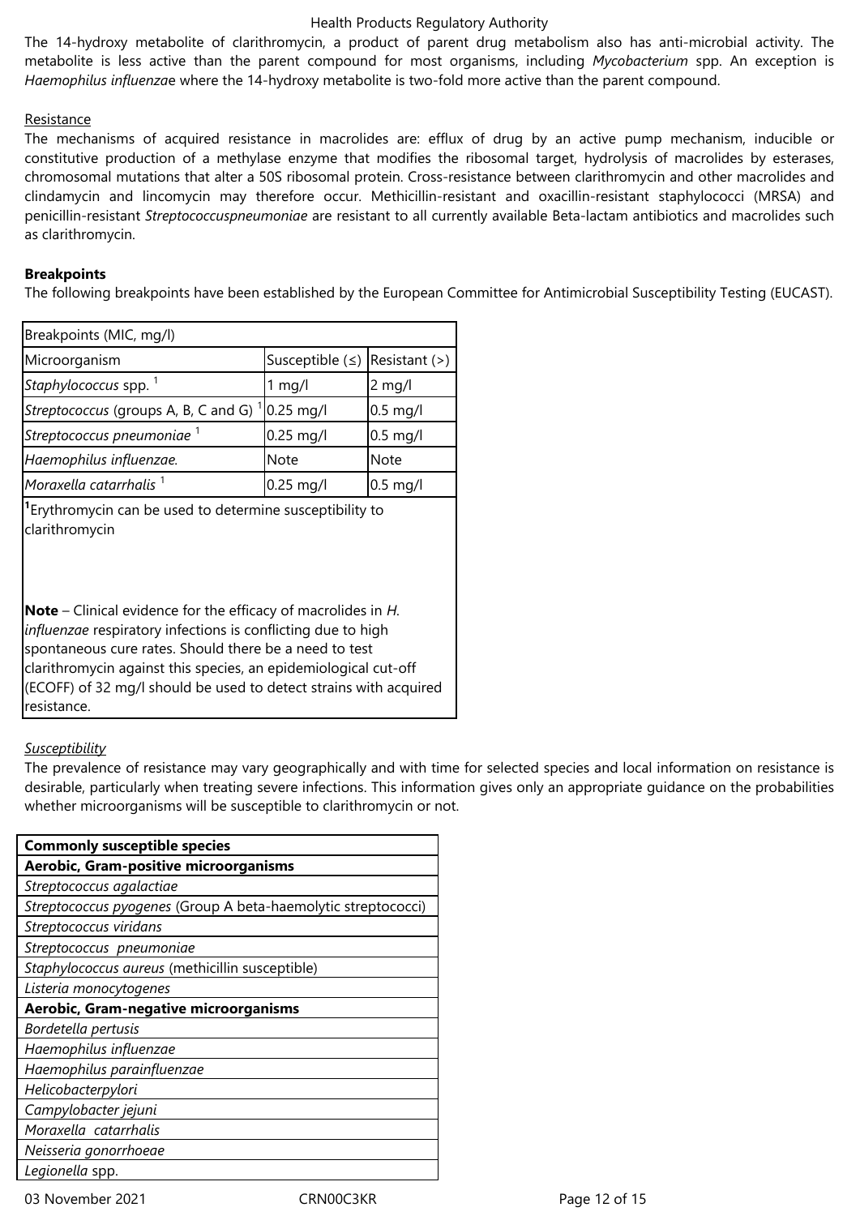The 14-hydroxy metabolite of clarithromycin, a product of parent drug metabolism also has anti-microbial activity. The metabolite is less active than the parent compound for most organisms, including *Mycobacterium* spp. An exception is *Haemophilus influenzae* where the 14-hydroxy metabolite is two-fold more active than the parent compound.

Resistance

The mechanisms of acquired resistance in macrolides are: efflux of drug by an active pump mechanism, inducible or constitutive production of a methylase enzyme that modifies the ribosomal target, hydrolysis of macrolides by esterases, chromosomal mutations that alter a 50S ribosomal protein. Cross-resistance between clarithromycin and other macrolides and clindamycin and lincomycin may therefore occur. Methicillin-resistant and oxacillin-resistant staphylococci (MRSA) and penicillin-resistant *Streptococcuspneumoniae* are resistant to all currently available Beta-lactam antibiotics and macrolides such as clarithromycin.

**Breakpoints**

The following breakpoints have been established by the European Committee for Antimicrobial Susceptibility Testing (EUCAST).

| Breakpoints (MIC, mg/l) | | |
|---|---|---|
| Microorganism | Susceptible (≤) | Resistant (>) |
| *Staphylococcus* spp. [1] | 1 mg/l | 2 mg/l |
| *Streptococcus* (groups A, B, C and G) [1] | 0.25 mg/l | 0.5 mg/l |
| *Streptococcus pneumoniae* [1] | 0.25 mg/l | 0.5 mg/l |
| *Haemophilus influenzae.* | Note | Note |
| *Moraxella catarrhalis* [1] | 0.25 mg/l | 0.5 mg/l |

[1]Erythromycin can be used to determine susceptibility to clarithromycin

**Note** – Clinical evidence for the efficacy of macrolides in *H. influenzae* respiratory infections is conflicting due to high spontaneous cure rates. Should there be a need to test clarithromycin against this species, an epidemiological cut-off (ECOFF) of 32 mg/l should be used to detect strains with acquired resistance.

*Susceptibility*

The prevalence of resistance may vary geographically and with time for selected species and local information on resistance is desirable, particularly when treating severe infections. This information gives only an appropriate guidance on the probabilities whether microorganisms will be susceptible to clarithromycin or not.

| **Commonly susceptible species** |
|---|
| **Aerobic, Gram-positive microorganisms** |
| *Streptococcus agalactiae* |
| *Streptococcus pyogenes* (Group A beta-haemolytic streptococci) |
| *Streptococcus viridans* |
| *Streptococcus pneumoniae* |
| *Staphylococcus aureus* (methicillin susceptible) |
| *Listeria monocytogenes* |
| **Aerobic, Gram-negative microorganisms** |
| *Bordetella pertusis* |
| *Haemophilus influenzae* |
| *Haemophilus parainfluenzae* |
| *Helicobacterpylori* |
| *Campylobacter jejuni* |
| *Moraxella catarrhalis* |
| *Neisseria gonorrhoeae* |
| *Legionella* spp. |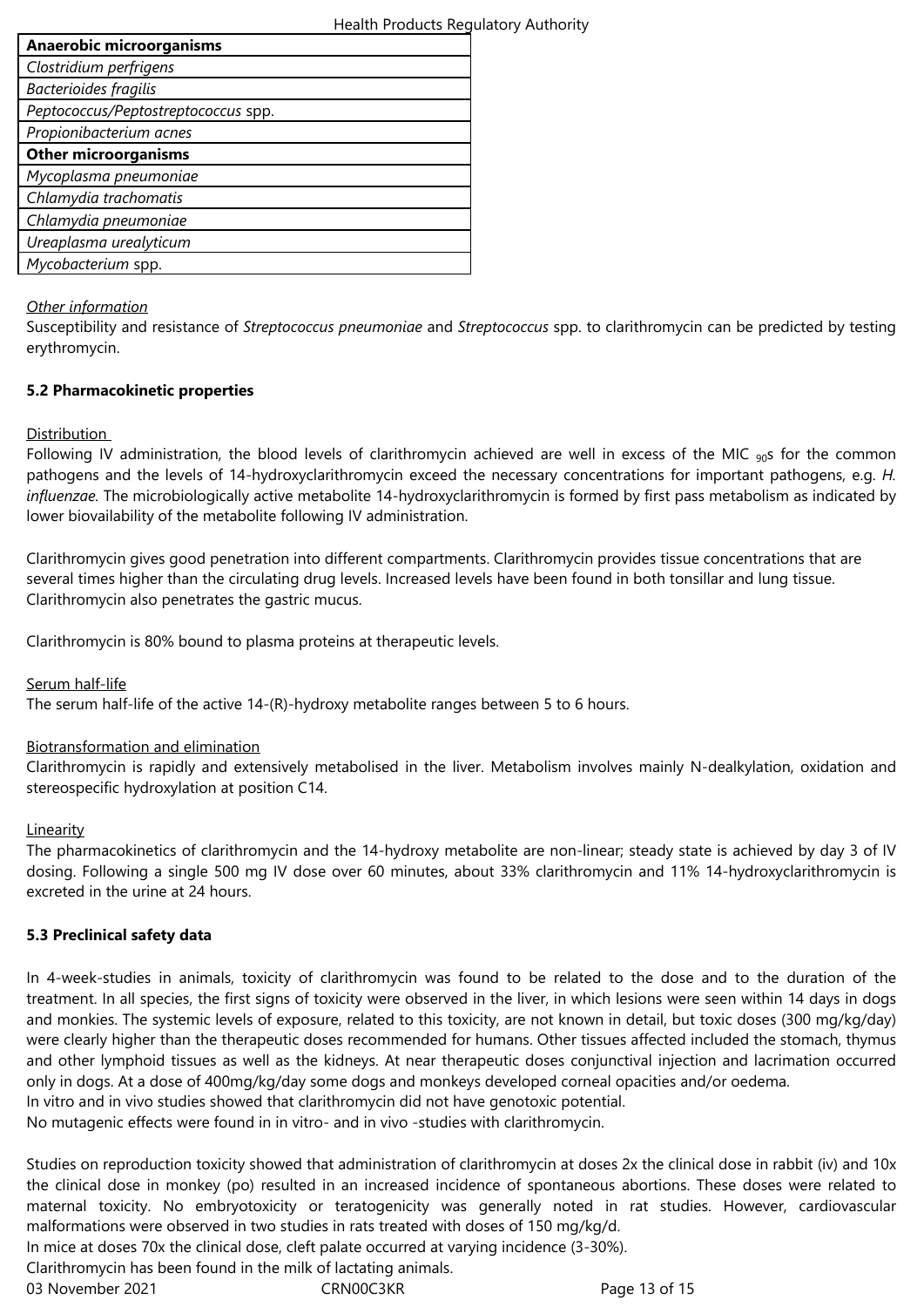| **Anaerobic microorganisms** |
|---|
| *Clostridium perfrigens* |
| *Bacterioides fragilis* |
| *Peptococcus/Peptostreptococcus* spp. |
| *Propionibacterium acnes* |
| **Other microorganisms** |
| *Mycoplasma pneumoniae* |
| *Chlamydia trachomatis* |
| *Chlamydia pneumoniae* |
| *Ureaplasma urealyticum* |
| *Mycobacterium* spp. |

Other information

Susceptibility and resistance of *Streptococcus pneumoniae* and *Streptococcus* spp. to clarithromycin can be predicted by testing erythromycin.

**5.2 Pharmacokinetic properties**

Distribution

Following IV administration, the blood levels of clarithromycin achieved are well in excess of the MIC $_{90}$s for the common pathogens and the levels of 14-hydroxyclarithromycin exceed the necessary concentrations for important pathogens, e.g. *H. influenzae.* The microbiologically active metabolite 14-hydroxyclarithromycin is formed by first pass metabolism as indicated by lower bioavailability of the metabolite following IV administration.

Clarithromycin gives good penetration into different compartments. Clarithromycin provides tissue concentrations that are several times higher than the circulating drug levels. Increased levels have been found in both tonsillar and lung tissue. Clarithromycin also penetrates the gastric mucus.

Clarithromycin is 80% bound to plasma proteins at therapeutic levels.

Serum half-life

The serum half-life of the active 14-(R)-hydroxy metabolite ranges between 5 to 6 hours.

Biotransformation and elimination

Clarithromycin is rapidly and extensively metabolised in the liver. Metabolism involves mainly N-dealkylation, oxidation and stereospecific hydroxylation at position C14.

Linearity

The pharmacokinetics of clarithromycin and the 14-hydroxy metabolite are non-linear; steady state is achieved by day 3 of IV dosing. Following a single 500 mg IV dose over 60 minutes, about 33% clarithromycin and 11% 14-hydroxyclarithromycin is excreted in the urine at 24 hours.

**5.3 Preclinical safety data**

In 4-week-studies in animals, toxicity of clarithromycin was found to be related to the dose and to the duration of the treatment. In all species, the first signs of toxicity were observed in the liver, in which lesions were seen within 14 days in dogs and monkies. The systemic levels of exposure, related to this toxicity, are not known in detail, but toxic doses (300 mg/kg/day) were clearly higher than the therapeutic doses recommended for humans. Other tissues affected included the stomach, thymus and other lymphoid tissues as well as the kidneys. At near therapeutic doses conjunctival injection and lacrimation occurred only in dogs. At a dose of 400mg/kg/day some dogs and monkeys developed corneal opacities and/or oedema.
In vitro and in vivo studies showed that clarithromycin did not have genotoxic potential.
No mutagenic effects were found in in vitro- and in vivo -studies with clarithromycin.

Studies on reproduction toxicity showed that administration of clarithromycin at doses 2x the clinical dose in rabbit (iv) and 10x the clinical dose in monkey (po) resulted in an increased incidence of spontaneous abortions. These doses were related to maternal toxicity. No embryotoxicity or teratogenicity was generally noted in rat studies. However, cardiovascular malformations were observed in two studies in rats treated with doses of 150 mg/kg/d.
In mice at doses 70x the clinical dose, cleft palate occurred at varying incidence (3-30%).
Clarithromycin has been found in the milk of lactating animals.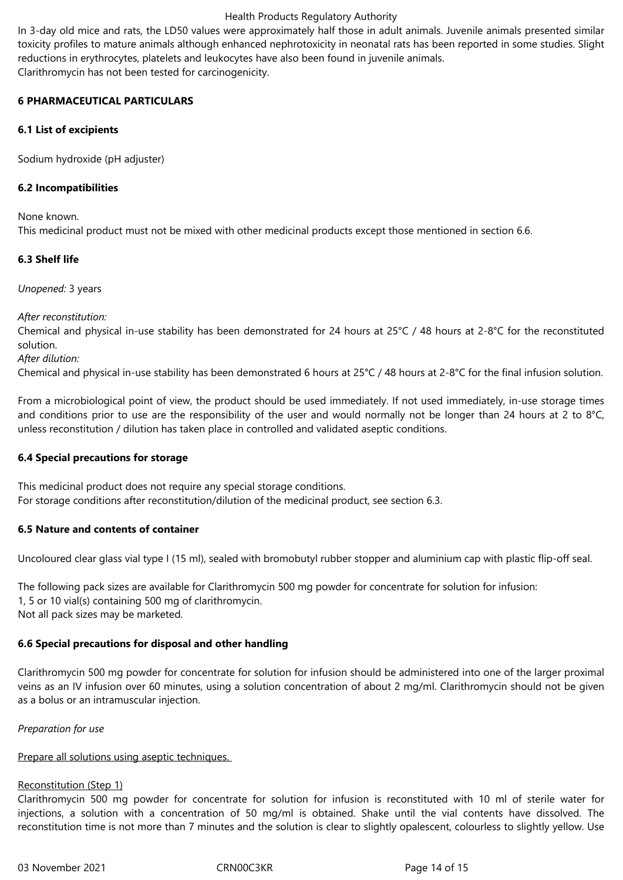In 3-day old mice and rats, the LD50 values were approximately half those in adult animals. Juvenile animals presented similar toxicity profiles to mature animals although enhanced nephrotoxicity in neonatal rats has been reported in some studies. Slight reductions in erythrocytes, platelets and leukocytes have also been found in juvenile animals.
Clarithromycin has not been tested for carcinogenicity.

## 6 PHARMACEUTICAL PARTICULARS

### 6.1 List of excipients

Sodium hydroxide (pH adjuster)

### 6.2 Incompatibilities

None known.
This medicinal product must not be mixed with other medicinal products except those mentioned in section 6.6.

### 6.3 Shelf life

*Unopened:* 3 years

*After reconstitution:*
Chemical and physical in-use stability has been demonstrated for 24 hours at 25°C / 48 hours at 2-8°C for the reconstituted solution.
*After dilution:*
Chemical and physical in-use stability has been demonstrated 6 hours at 25°C / 48 hours at 2-8°C for the final infusion solution.

From a microbiological point of view, the product should be used immediately. If not used immediately, in-use storage times and conditions prior to use are the responsibility of the user and would normally not be longer than 24 hours at 2 to 8°C, unless reconstitution / dilution has taken place in controlled and validated aseptic conditions.

### 6.4 Special precautions for storage

This medicinal product does not require any special storage conditions.
For storage conditions after reconstitution/dilution of the medicinal product, see section 6.3.

### 6.5 Nature and contents of container

Uncoloured clear glass vial type I (15 ml), sealed with bromobutyl rubber stopper and aluminium cap with plastic flip-off seal.

The following pack sizes are available for Clarithromycin 500 mg powder for concentrate for solution for infusion:
1, 5 or 10 vial(s) containing 500 mg of clarithromycin.
Not all pack sizes may be marketed.

### 6.6 Special precautions for disposal and other handling

Clarithromycin 500 mg powder for concentrate for solution for infusion should be administered into one of the larger proximal veins as an IV infusion over 60 minutes, using a solution concentration of about 2 mg/ml. Clarithromycin should not be given as a bolus or an intramuscular injection.

*Preparation for use*

Prepare all solutions using aseptic techniques.

Reconstitution (Step 1)
Clarithromycin 500 mg powder for concentrate for solution for infusion is reconstituted with 10 ml of sterile water for injections, a solution with a concentration of 50 mg/ml is obtained. Shake until the vial contents have dissolved. The reconstitution time is not more than 7 minutes and the solution is clear to slightly opalescent, colourless to slightly yellow. Use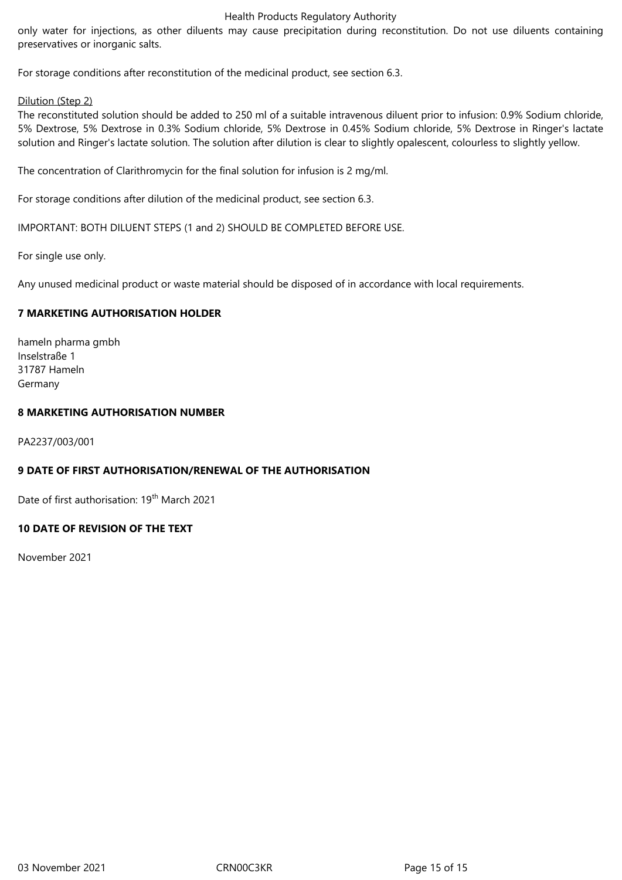only water for injections, as other diluents may cause precipitation during reconstitution. Do not use diluents containing preservatives or inorganic salts.

For storage conditions after reconstitution of the medicinal product, see section 6.3.

Dilution (Step 2)

The reconstituted solution should be added to 250 ml of a suitable intravenous diluent prior to infusion: 0.9% Sodium chloride, 5% Dextrose, 5% Dextrose in 0.3% Sodium chloride, 5% Dextrose in 0.45% Sodium chloride, 5% Dextrose in Ringer's lactate solution and Ringer's lactate solution. The solution after dilution is clear to slightly opalescent, colourless to slightly yellow.

The concentration of Clarithromycin for the final solution for infusion is 2 mg/ml.

For storage conditions after dilution of the medicinal product, see section 6.3.

IMPORTANT: BOTH DILUENT STEPS (1 and 2) SHOULD BE COMPLETED BEFORE USE.

For single use only.

Any unused medicinal product or waste material should be disposed of in accordance with local requirements.

## 7 MARKETING AUTHORISATION HOLDER

hameln pharma gmbh
Inselstraße 1
31787 Hameln
Germany

## 8 MARKETING AUTHORISATION NUMBER

PA2237/003/001

## 9 DATE OF FIRST AUTHORISATION/RENEWAL OF THE AUTHORISATION

Date of first authorisation: 19th March 2021

## 10 DATE OF REVISION OF THE TEXT

November 2021